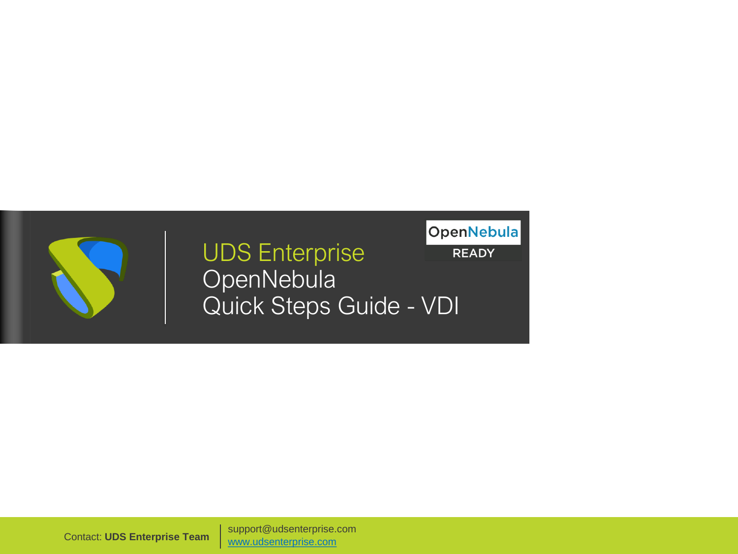# UDS Enterprise
# OpenNebula
# Quick Steps Guide - VDI

OpenNebula READY

Contact: **UDS Enterprise Team**

support@udsenterprise.com
www.udsenterprise.com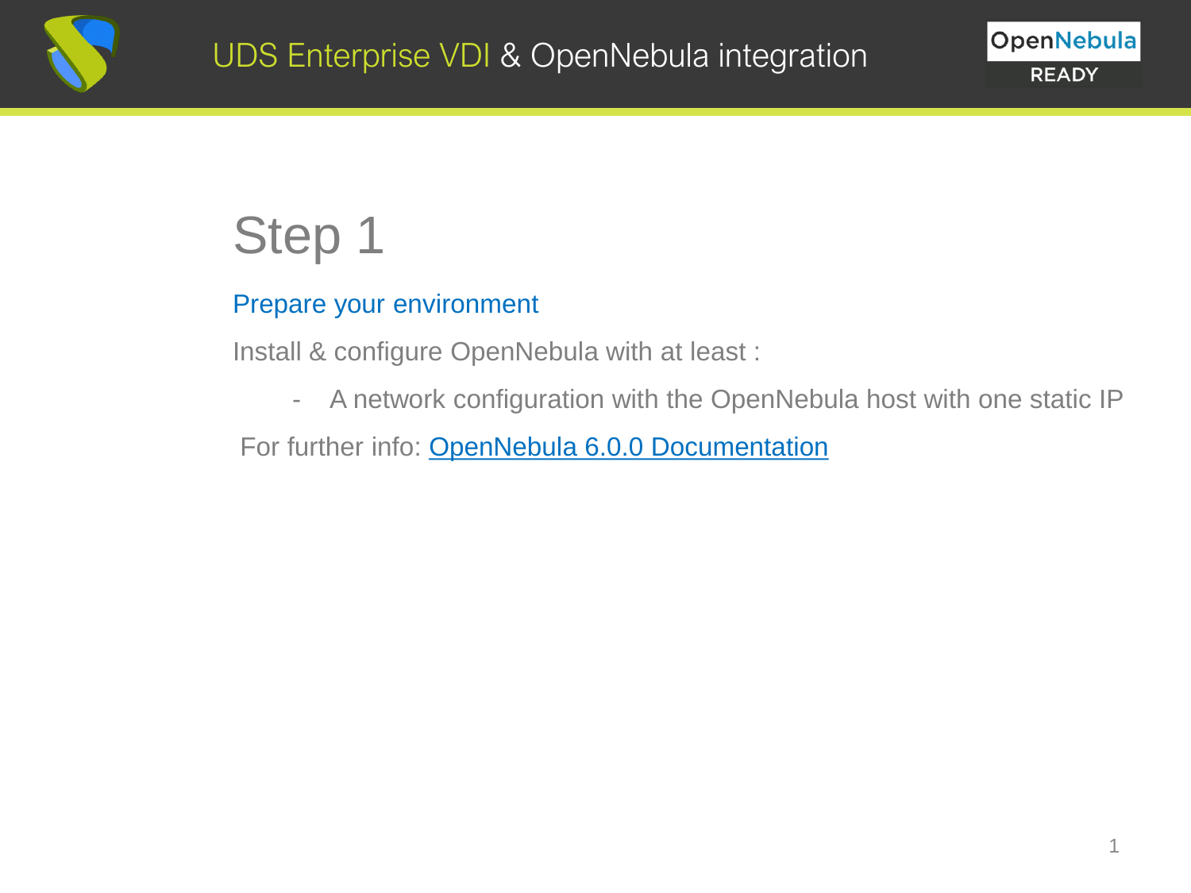# Step 1

## Prepare your environment

Install & configure OpenNebula with at least :

- A network configuration with the OpenNebula host with one static IP

For further info: [OpenNebula 6.0.0 Documentation]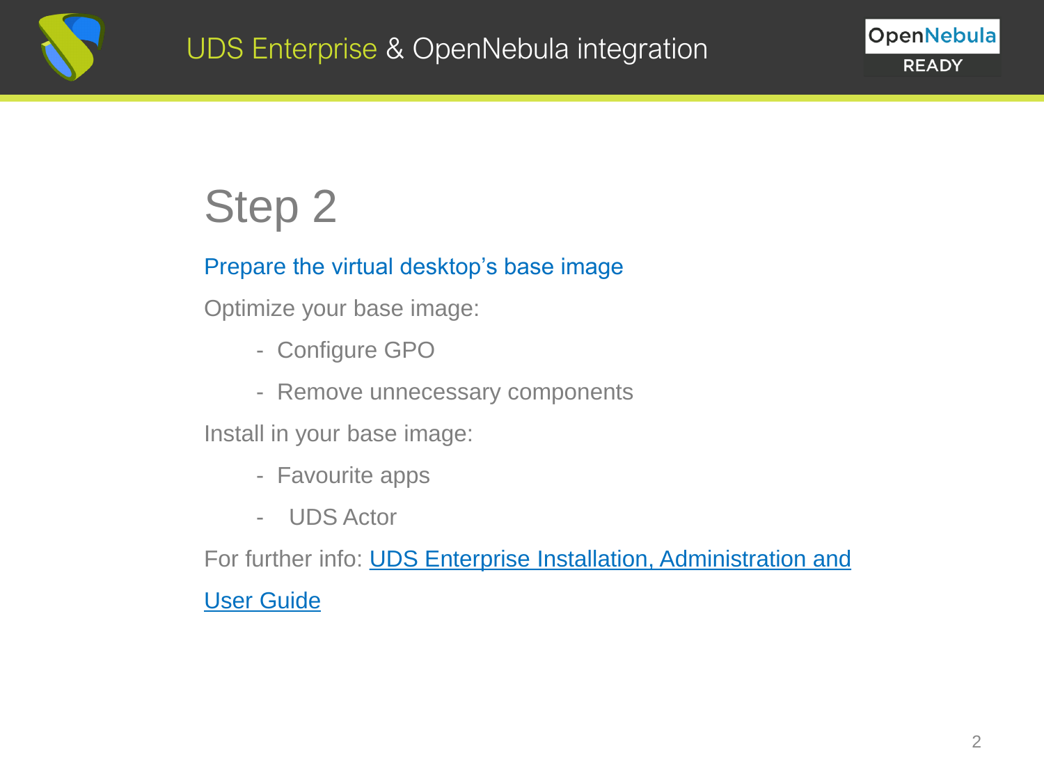# Step 2

## Prepare the virtual desktop's base image

Optimize your base image:

- Configure GPO
- Remove unnecessary components

Install in your base image:

- Favourite apps
- UDS Actor

For further info: [UDS Enterprise Installation, Administration and User Guide]()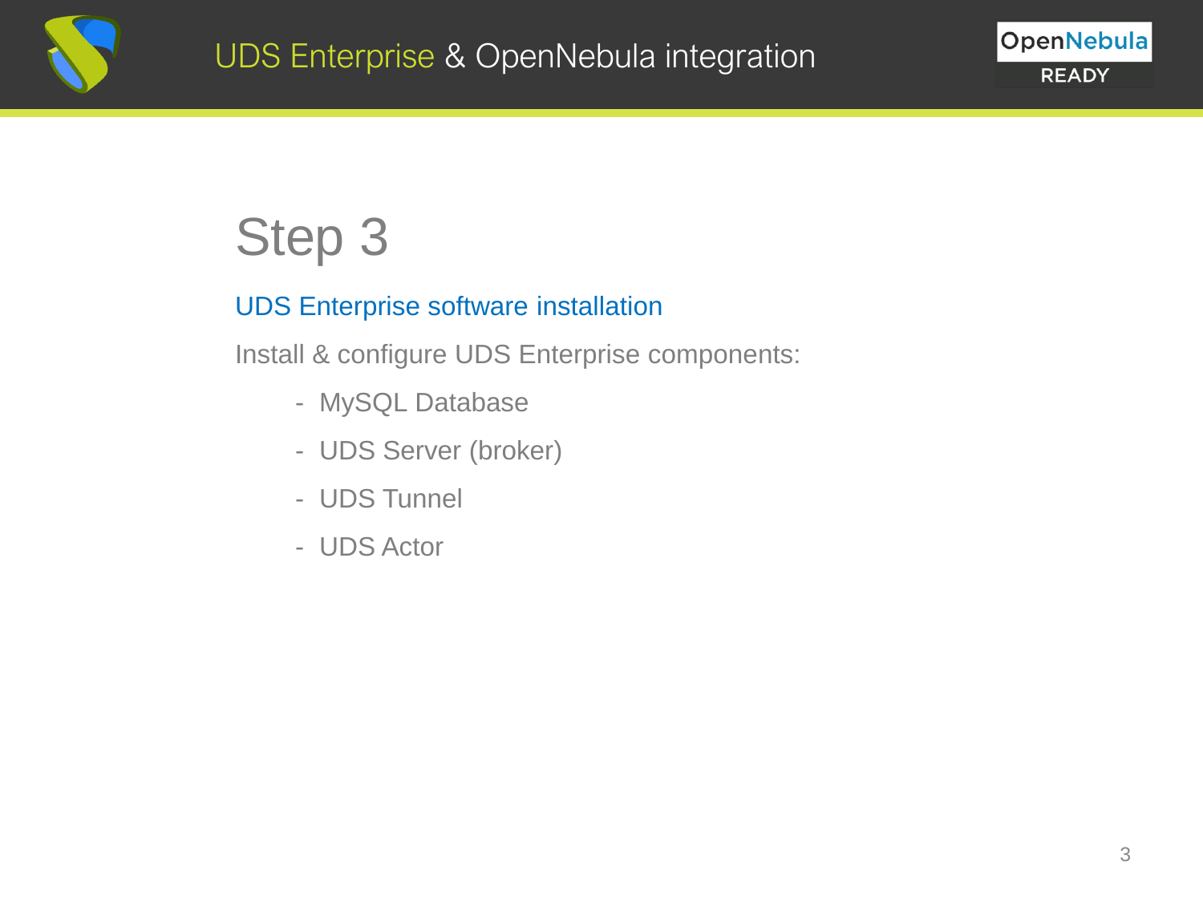# Step 3

## UDS Enterprise software installation

Install & configure UDS Enterprise components:

- MySQL Database
- UDS Server (broker)
- UDS Tunnel
- UDS Actor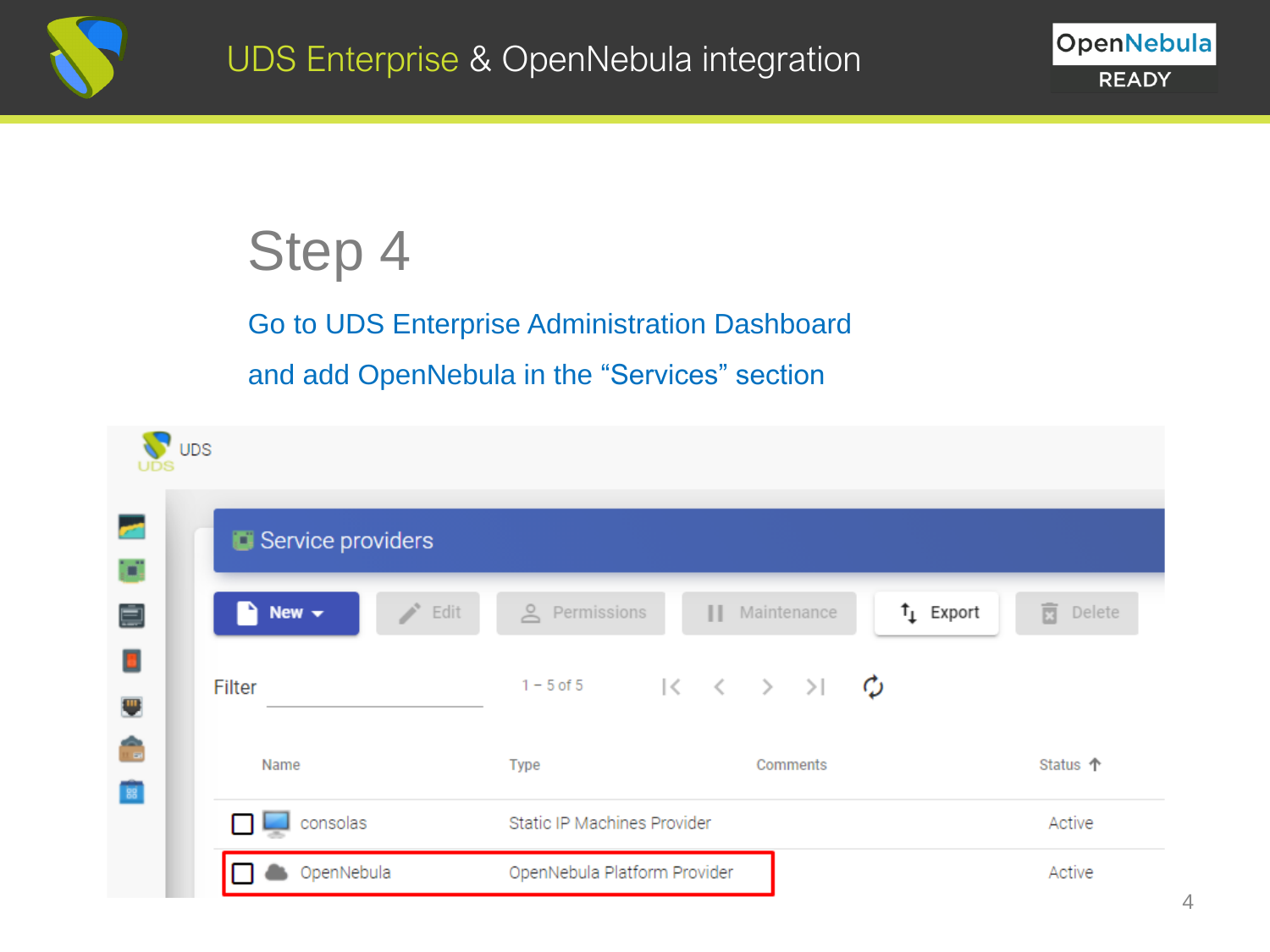# Step 4

Go to UDS Enterprise Administration Dashboard and add OpenNebula in the “Services” section

UDS

Service providers

New | Edit | Permissions | Maintenance | Export | Delete

Filter 1 – 5 of 5

| Name | Type | Comments | Status |
| --- | --- | --- | --- |
| consolas | Static IP Machines Provider | | Active |
| OpenNebula | OpenNebula Platform Provider | | Active |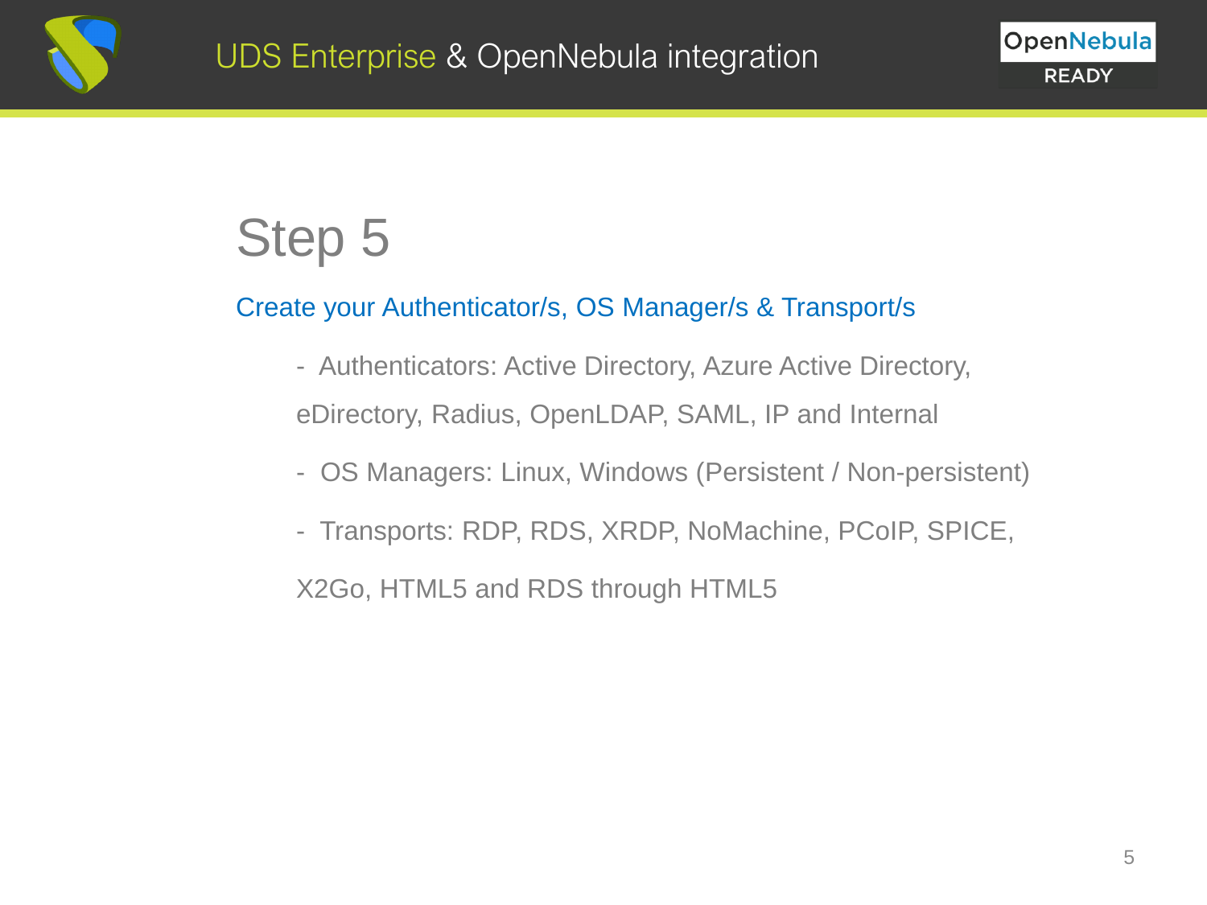# Step 5

## Create your Authenticator/s, OS Manager/s & Transport/s

- Authenticators: Active Directory, Azure Active Directory, eDirectory, Radius, OpenLDAP, SAML, IP and Internal
- OS Managers: Linux, Windows (Persistent / Non-persistent)
- Transports: RDP, RDS, XRDP, NoMachine, PCoIP, SPICE, X2Go, HTML5 and RDS through HTML5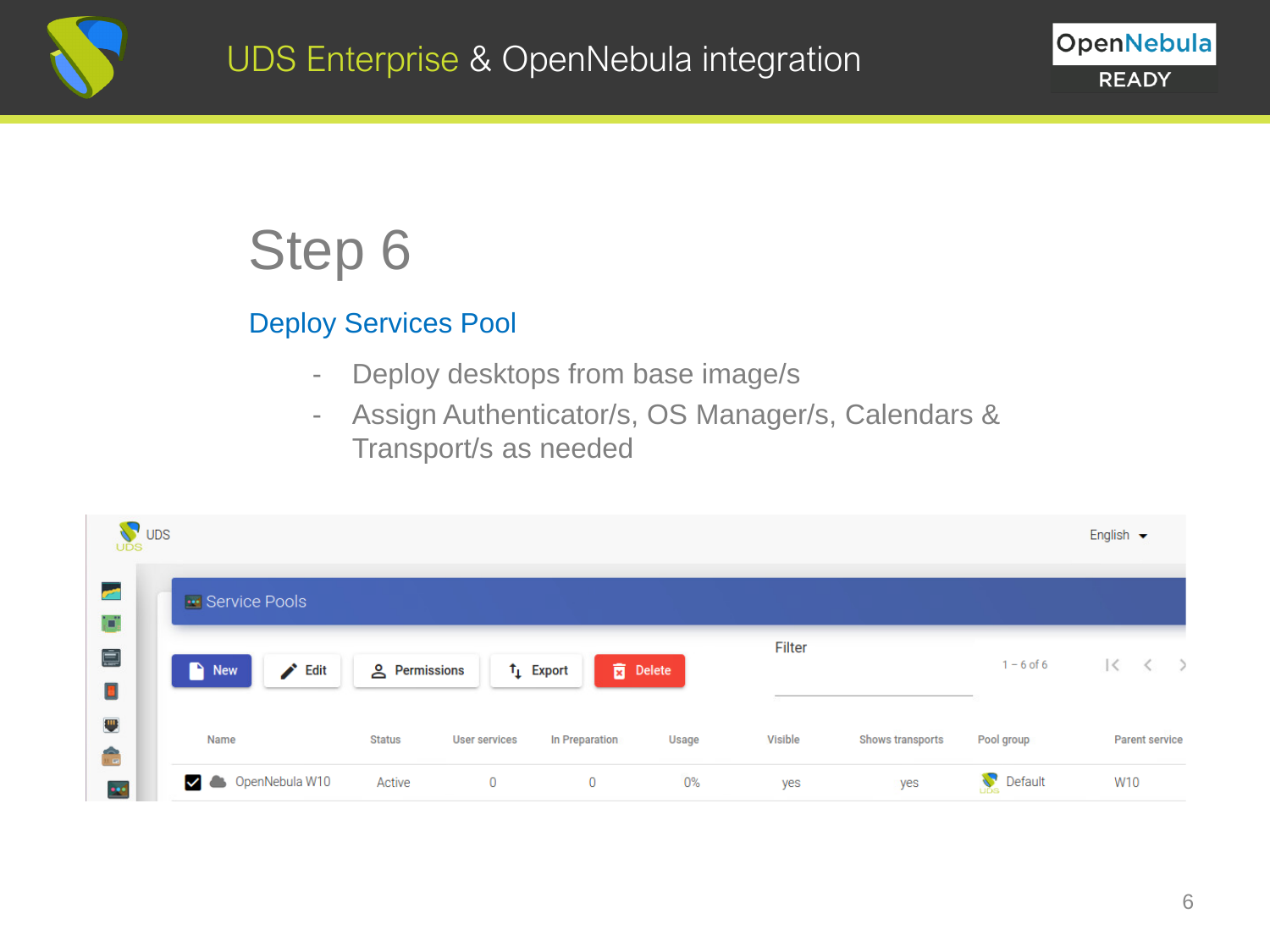# Step 6

## Deploy Services Pool

- Deploy desktops from base image/s
- Assign Authenticator/s, OS Manager/s, Calendars & Transport/s as needed

UDS

English

Service Pools

New | Edit | Permissions | Export | Delete

Filter

1 – 6 of 6

| Name | Status | User services | In Preparation | Usage | Visible | Shows transports | Pool group | Parent service |
| --- | --- | --- | --- | --- | --- | --- | --- | --- |
| OpenNebula W10 | Active | 0 | 0 | 0% | yes | yes | Default | W10 |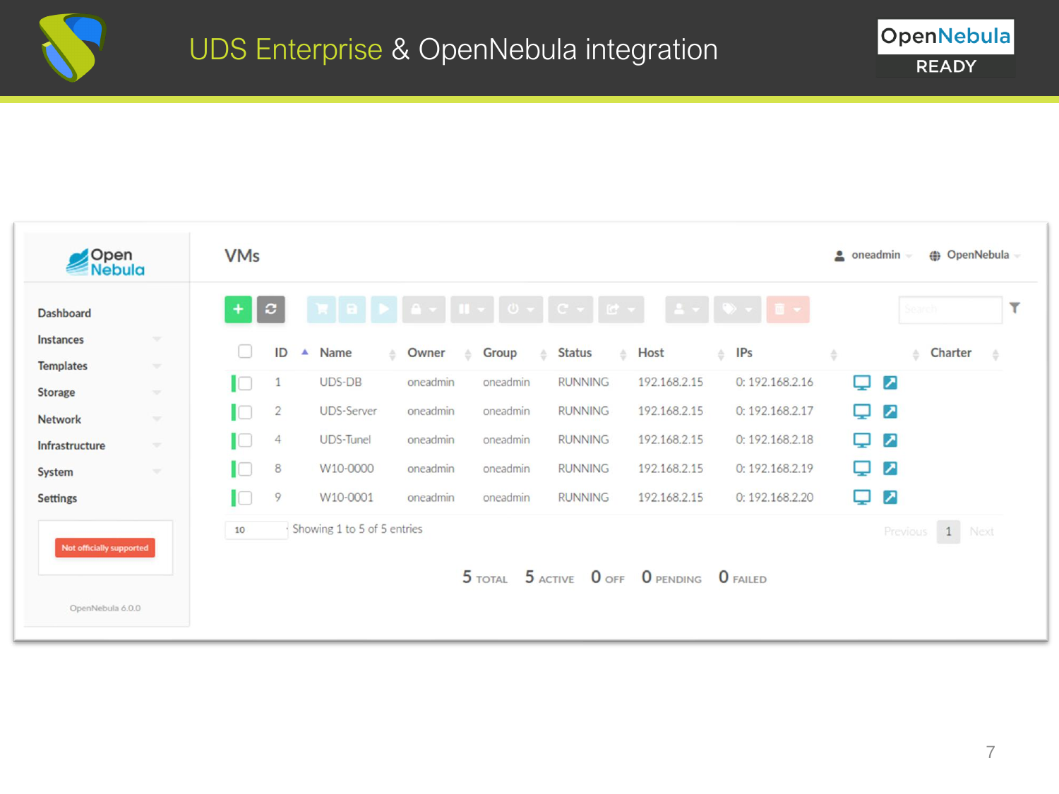# UDS Enterprise & OpenNebula integration

OpenNebula READY

**VMs**

oneadmin | OpenNebula

| ID | Name | Owner | Group | Status | Host | IPs | Charter |
|---|---|---|---|---|---|---|---|
| 1 | UDS-DB | oneadmin | oneadmin | RUNNING | 192.168.2.15 | 0: 192.168.2.16 | |
| 2 | UDS-Server | oneadmin | oneadmin | RUNNING | 192.168.2.15 | 0: 192.168.2.17 | |
| 4 | UDS-Tunel | oneadmin | oneadmin | RUNNING | 192.168.2.15 | 0: 192.168.2.18 | |
| 8 | W10-0000 | oneadmin | oneadmin | RUNNING | 192.168.2.15 | 0: 192.168.2.19 | |
| 9 | W10-0001 | oneadmin | oneadmin | RUNNING | 192.168.2.15 | 0: 192.168.2.20 | |

10 Showing 1 to 5 of 5 entries

Previous 1 Next

5 TOTAL 5 ACTIVE 0 OFF 0 PENDING 0 FAILED

- Dashboard
- Instances
- Templates
- Storage
- Network
- Infrastructure
- System
- Settings

Not officially supported

OpenNebula 6.0.0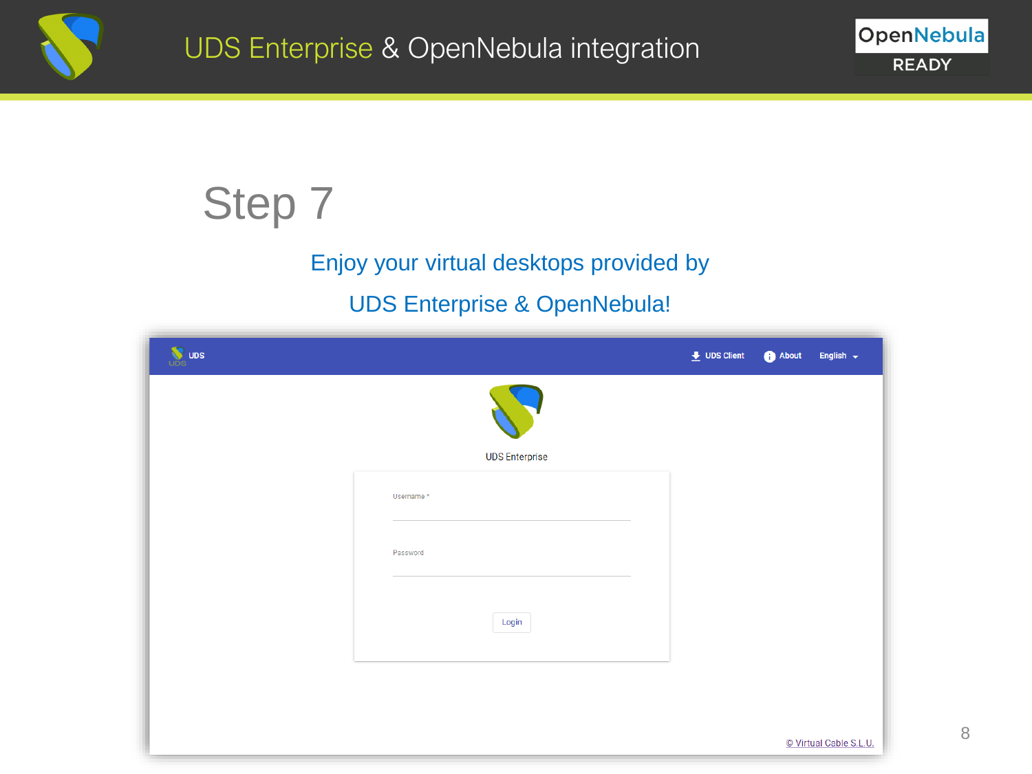# Step 7

Enjoy your virtual desktops provided by

UDS Enterprise & OpenNebula!

UDS | UDS Client | About | English

UDS Enterprise

Username *

Password

Login

© Virtual Cable S.L.U.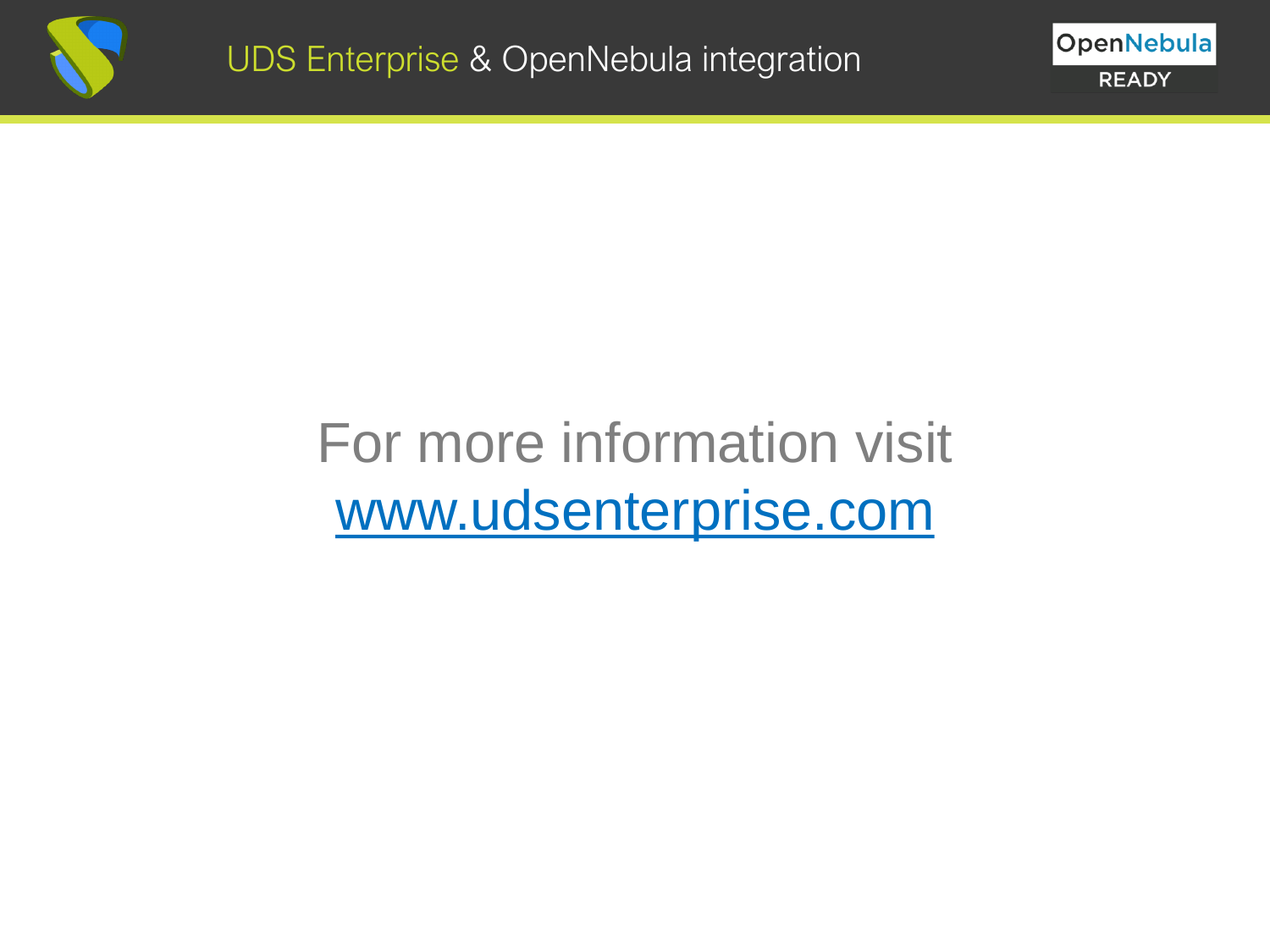For more information visit
[www.udsenterprise.com](http://www.udsenterprise.com)